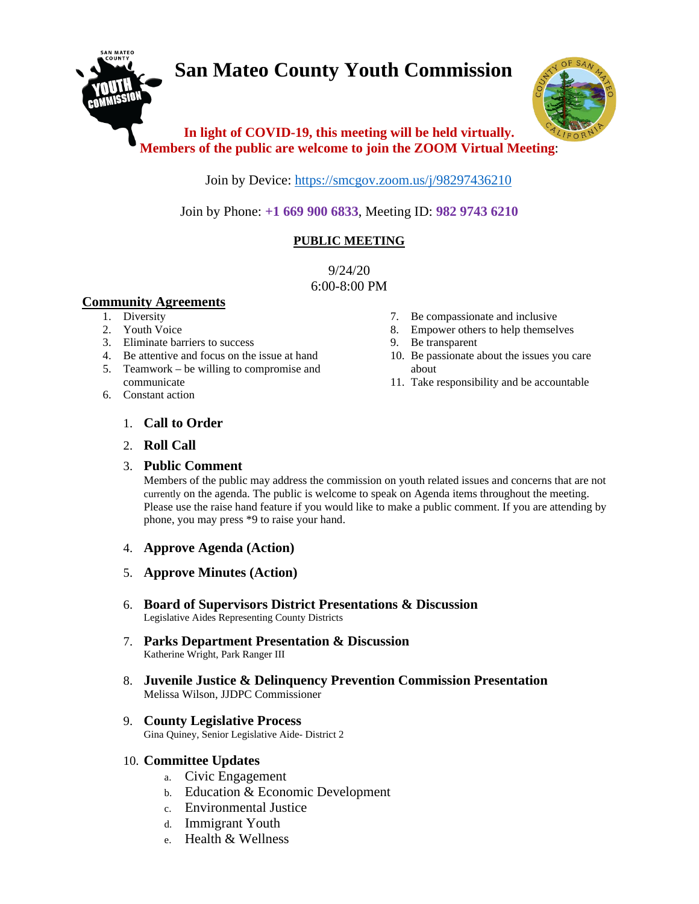# San Mateo County Youth Commission

**In light of COVID-19, this meeting will be held virtually.**
**Members of the public are welcome to join the ZOOM Virtual Meeting**:

Join by Device: https://smcgov.zoom.us/j/98297436210

Join by Phone: **+1 669 900 6833**, Meeting ID: **982 9743 6210**

**PUBLIC MEETING**

9/24/20
6:00-8:00 PM

## Community Agreements

1. Diversity
2. Youth Voice
3. Eliminate barriers to success
4. Be attentive and focus on the issue at hand
5. Teamwork – be willing to compromise and communicate
6. Constant action
7. Be compassionate and inclusive
8. Empower others to help themselves
9. Be transparent
10. Be passionate about the issues you care about
11. Take responsibility and be accountable

1. **Call to Order**

2. **Roll Call**

3. **Public Comment**
   Members of the public may address the commission on youth related issues and concerns that are not currently on the agenda. The public is welcome to speak on Agenda items throughout the meeting. Please use the raise hand feature if you would like to make a public comment. If you are attending by phone, you may press *9 to raise your hand.

4. **Approve Agenda (Action)**

5. **Approve Minutes (Action)**

6. **Board of Supervisors District Presentations & Discussion**
   Legislative Aides Representing County Districts

7. **Parks Department Presentation & Discussion**
   Katherine Wright, Park Ranger III

8. **Juvenile Justice & Delinquency Prevention Commission Presentation**
   Melissa Wilson, JJDPC Commissioner

9. **County Legislative Process**
   Gina Quiney, Senior Legislative Aide- District 2

10. **Committee Updates**
    a. Civic Engagement
    b. Education & Economic Development
    c. Environmental Justice
    d. Immigrant Youth
    e. Health & Wellness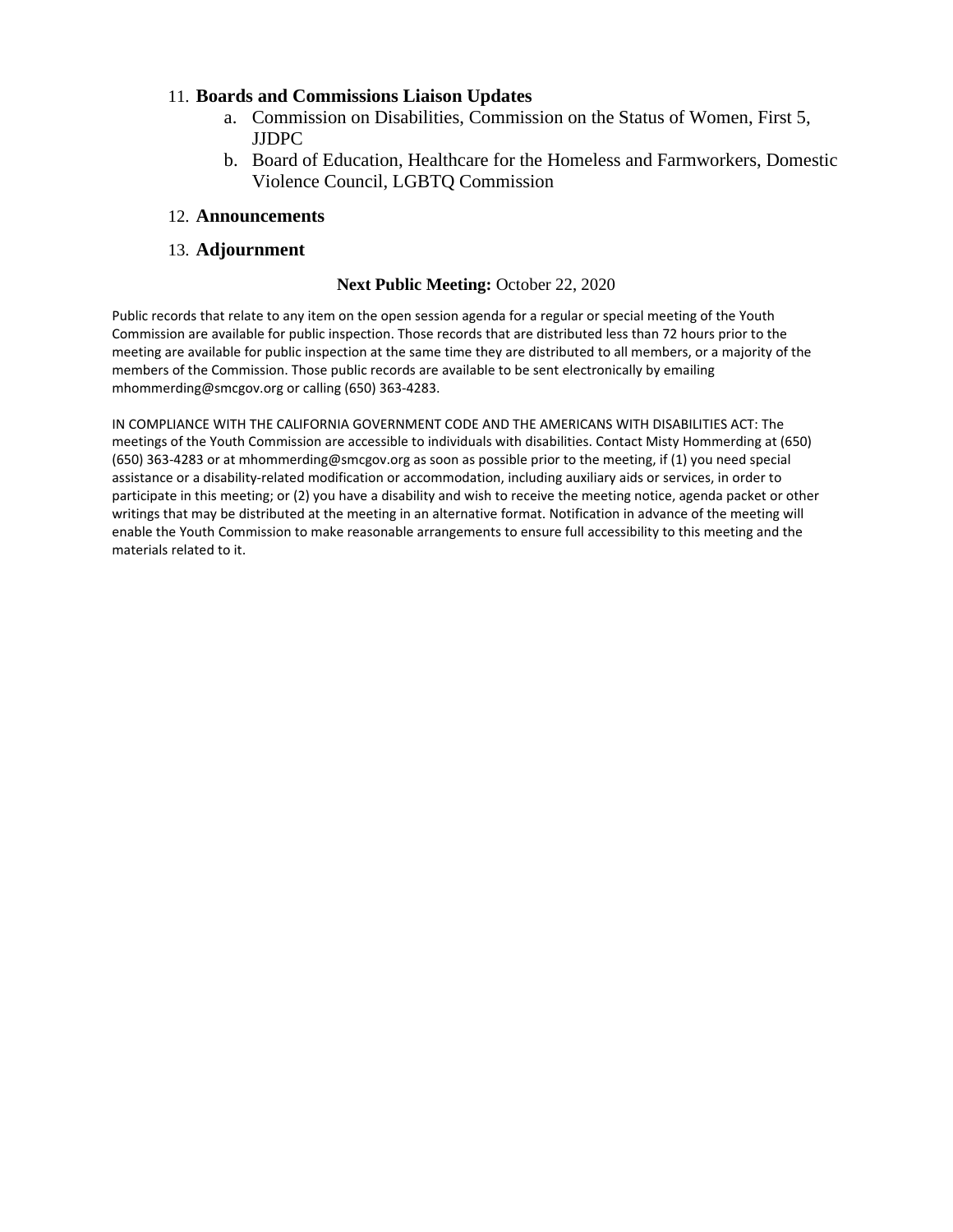11. **Boards and Commissions Liaison Updates**
    a. Commission on Disabilities, Commission on the Status of Women, First 5, JJDPC
    b. Board of Education, Healthcare for the Homeless and Farmworkers, Domestic Violence Council, LGBTQ Commission

12. **Announcements**

13. **Adjournment**

**Next Public Meeting:** October 22, 2020

Public records that relate to any item on the open session agenda for a regular or special meeting of the Youth Commission are available for public inspection. Those records that are distributed less than 72 hours prior to the meeting are available for public inspection at the same time they are distributed to all members, or a majority of the members of the Commission. Those public records are available to be sent electronically by emailing mhommerding@smcgov.org or calling (650) 363-4283.

IN COMPLIANCE WITH THE CALIFORNIA GOVERNMENT CODE AND THE AMERICANS WITH DISABILITIES ACT: The meetings of the Youth Commission are accessible to individuals with disabilities. Contact Misty Hommerding at (650) (650) 363-4283 or at mhommerding@smcgov.org as soon as possible prior to the meeting, if (1) you need special assistance or a disability-related modification or accommodation, including auxiliary aids or services, in order to participate in this meeting; or (2) you have a disability and wish to receive the meeting notice, agenda packet or other writings that may be distributed at the meeting in an alternative format. Notification in advance of the meeting will enable the Youth Commission to make reasonable arrangements to ensure full accessibility to this meeting and the materials related to it.